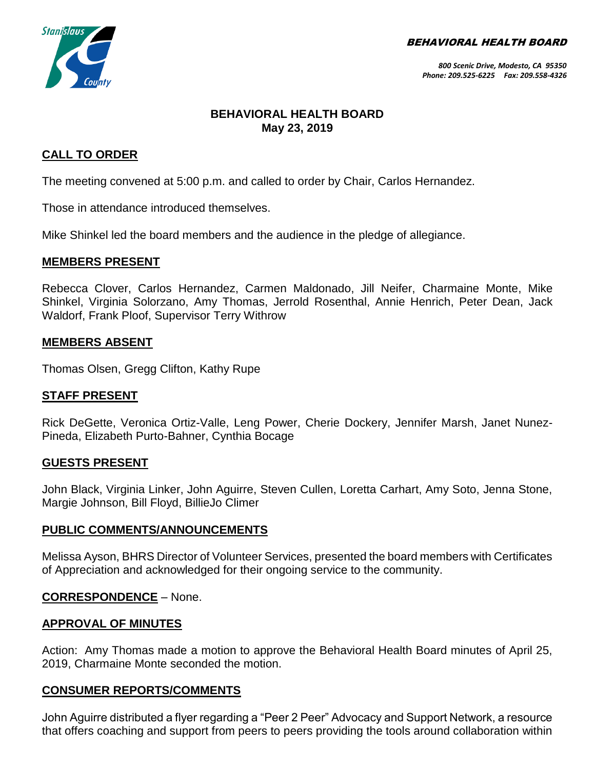BEHAVIORAL HEALTH BOARD

*800 Scenic Drive, Modesto, CA 95350*
*Phone: 209.525-6225 Fax: 209.558-4326*

# BEHAVIORAL HEALTH BOARD
## May 23, 2019

## CALL TO ORDER

The meeting convened at 5:00 p.m. and called to order by Chair, Carlos Hernandez.

Those in attendance introduced themselves.

Mike Shinkel led the board members and the audience in the pledge of allegiance.

## MEMBERS PRESENT

Rebecca Clover, Carlos Hernandez, Carmen Maldonado, Jill Neifer, Charmaine Monte, Mike Shinkel, Virginia Solorzano, Amy Thomas, Jerrold Rosenthal, Annie Henrich, Peter Dean, Jack Waldorf, Frank Ploof, Supervisor Terry Withrow

## MEMBERS ABSENT

Thomas Olsen, Gregg Clifton, Kathy Rupe

## STAFF PRESENT

Rick DeGette, Veronica Ortiz-Valle, Leng Power, Cherie Dockery, Jennifer Marsh, Janet Nunez-Pineda, Elizabeth Purto-Bahner, Cynthia Bocage

## GUESTS PRESENT

John Black, Virginia Linker, John Aguirre, Steven Cullen, Loretta Carhart, Amy Soto, Jenna Stone, Margie Johnson, Bill Floyd, BillieJo Climer

## PUBLIC COMMENTS/ANNOUNCEMENTS

Melissa Ayson, BHRS Director of Volunteer Services, presented the board members with Certificates of Appreciation and acknowledged for their ongoing service to the community.

**CORRESPONDENCE** – None.

## APPROVAL OF MINUTES

Action: Amy Thomas made a motion to approve the Behavioral Health Board minutes of April 25, 2019, Charmaine Monte seconded the motion.

## CONSUMER REPORTS/COMMENTS

John Aguirre distributed a flyer regarding a "Peer 2 Peer" Advocacy and Support Network, a resource that offers coaching and support from peers to peers providing the tools around collaboration within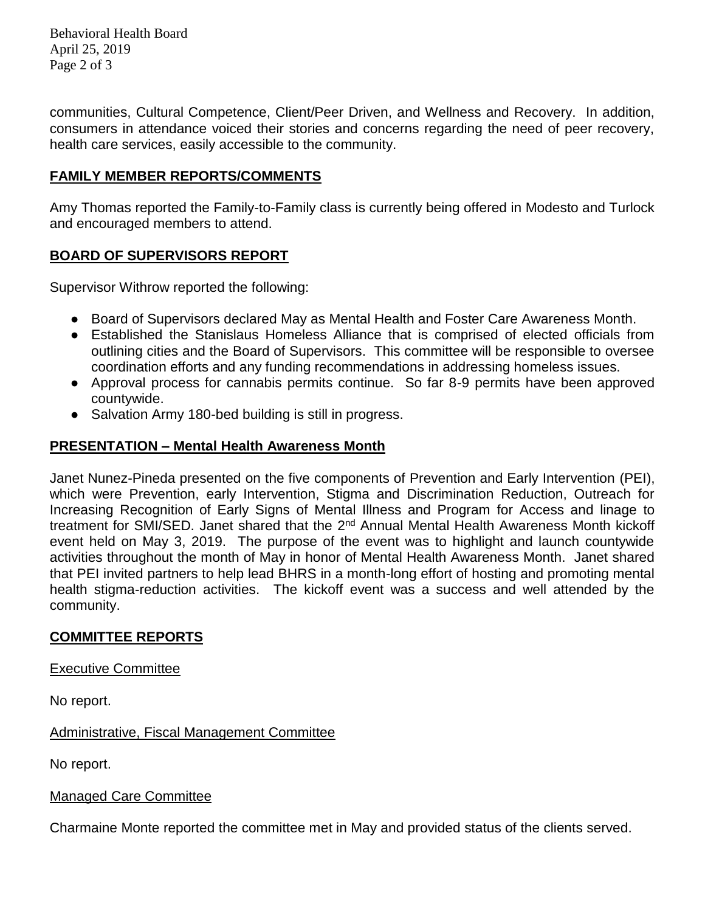communities, Cultural Competence, Client/Peer Driven, and Wellness and Recovery. In addition, consumers in attendance voiced their stories and concerns regarding the need of peer recovery, health care services, easily accessible to the community.

## FAMILY MEMBER REPORTS/COMMENTS

Amy Thomas reported the Family-to-Family class is currently being offered in Modesto and Turlock and encouraged members to attend.

## BOARD OF SUPERVISORS REPORT

Supervisor Withrow reported the following:

- Board of Supervisors declared May as Mental Health and Foster Care Awareness Month.
- Established the Stanislaus Homeless Alliance that is comprised of elected officials from outlining cities and the Board of Supervisors. This committee will be responsible to oversee coordination efforts and any funding recommendations in addressing homeless issues.
- Approval process for cannabis permits continue. So far 8-9 permits have been approved countywide.
- Salvation Army 180-bed building is still in progress.

## PRESENTATION – Mental Health Awareness Month

Janet Nunez-Pineda presented on the five components of Prevention and Early Intervention (PEI), which were Prevention, early Intervention, Stigma and Discrimination Reduction, Outreach for Increasing Recognition of Early Signs of Mental Illness and Program for Access and linage to treatment for SMI/SED. Janet shared that the 2nd Annual Mental Health Awareness Month kickoff event held on May 3, 2019. The purpose of the event was to highlight and launch countywide activities throughout the month of May in honor of Mental Health Awareness Month. Janet shared that PEI invited partners to help lead BHRS in a month-long effort of hosting and promoting mental health stigma-reduction activities. The kickoff event was a success and well attended by the community.

## COMMITTEE REPORTS

### Executive Committee

No report.

### Administrative, Fiscal Management Committee

No report.

### Managed Care Committee

Charmaine Monte reported the committee met in May and provided status of the clients served.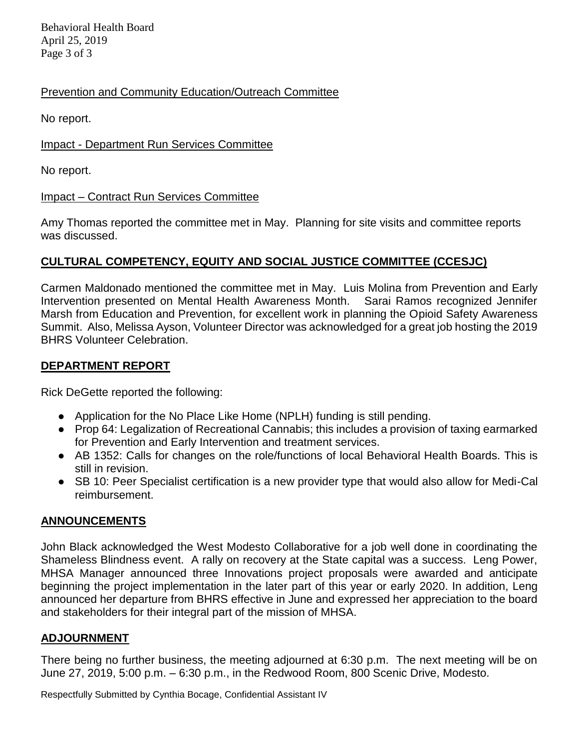Prevention and Community Education/Outreach Committee

No report.

Impact - Department Run Services Committee

No report.

Impact – Contract Run Services Committee

Amy Thomas reported the committee met in May. Planning for site visits and committee reports was discussed.

## CULTURAL COMPETENCY, EQUITY AND SOCIAL JUSTICE COMMITTEE (CCESJC)

Carmen Maldonado mentioned the committee met in May. Luis Molina from Prevention and Early Intervention presented on Mental Health Awareness Month. Sarai Ramos recognized Jennifer Marsh from Education and Prevention, for excellent work in planning the Opioid Safety Awareness Summit. Also, Melissa Ayson, Volunteer Director was acknowledged for a great job hosting the 2019 BHRS Volunteer Celebration.

## DEPARTMENT REPORT

Rick DeGette reported the following:

- Application for the No Place Like Home (NPLH) funding is still pending.
- Prop 64: Legalization of Recreational Cannabis; this includes a provision of taxing earmarked for Prevention and Early Intervention and treatment services.
- AB 1352: Calls for changes on the role/functions of local Behavioral Health Boards. This is still in revision.
- SB 10: Peer Specialist certification is a new provider type that would also allow for Medi-Cal reimbursement.

## ANNOUNCEMENTS

John Black acknowledged the West Modesto Collaborative for a job well done in coordinating the Shameless Blindness event. A rally on recovery at the State capital was a success. Leng Power, MHSA Manager announced three Innovations project proposals were awarded and anticipate beginning the project implementation in the later part of this year or early 2020. In addition, Leng announced her departure from BHRS effective in June and expressed her appreciation to the board and stakeholders for their integral part of the mission of MHSA.

## ADJOURNMENT

There being no further business, the meeting adjourned at 6:30 p.m. The next meeting will be on June 27, 2019, 5:00 p.m. – 6:30 p.m., in the Redwood Room, 800 Scenic Drive, Modesto.

Respectfully Submitted by Cynthia Bocage, Confidential Assistant IV